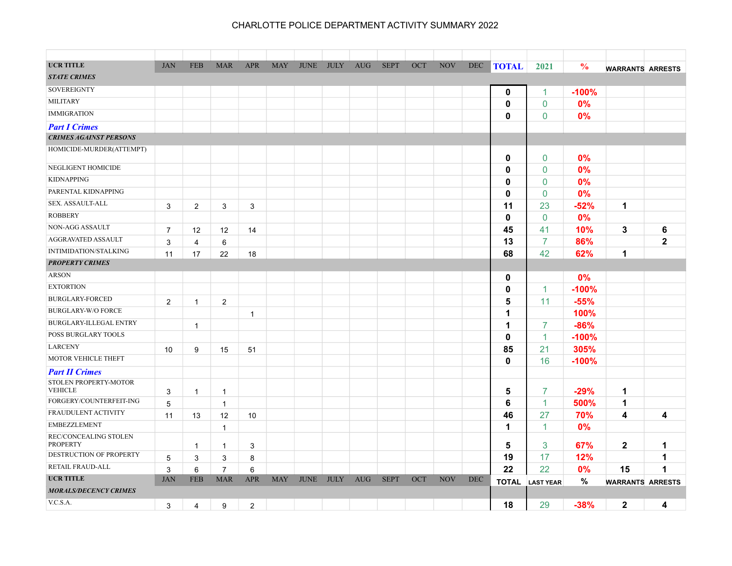# CHARLOTTE POLICE DEPARTMENT ACTIVITY SUMMARY 2022

| UCR TITLE | JAN | FEB | MAR | APR | MAY | JUNE | JULY | AUG | SEPT | OCT | NOV | DEC | TOTAL | 2021 | % | WARRANTS | ARRESTS |
|---|---|---|---|---|---|---|---|---|---|---|---|---|---|---|---|---|---|
| ***STATE CRIMES*** | | | | | | | | | | | | | | | | | |
| SOVEREIGNTY | | | | | | | | | | | | | 0 | 1 | -100% | | |
| MILITARY | | | | | | | | | | | | | 0 | 0 | 0% | | |
| IMMIGRATION | | | | | | | | | | | | | 0 | 0 | 0% | | |
| ***Part I Crimes*** | | | | | | | | | | | | | | | | | |
| ***CRIMES AGAINST PERSONS*** | | | | | | | | | | | | | | | | | |
| HOMICIDE-MURDER(ATTEMPT) | | | | | | | | | | | | | 0 | 0 | 0% | | |
| NEGLIGENT HOMICIDE | | | | | | | | | | | | | 0 | 0 | 0% | | |
| KIDNAPPING | | | | | | | | | | | | | 0 | 0 | 0% | | |
| PARENTAL KIDNAPPING | | | | | | | | | | | | | 0 | 0 | 0% | | |
| SEX. ASSAULT-ALL | 3 | 2 | 3 | 3 | | | | | | | | | 11 | 23 | -52% | 1 | |
| ROBBERY | | | | | | | | | | | | | 0 | 0 | 0% | | |
| NON-AGG ASSAULT | 7 | 12 | 12 | 14 | | | | | | | | | 45 | 41 | 10% | 3 | 6 |
| AGGRAVATED ASSAULT | 3 | 4 | 6 | | | | | | | | | | 13 | 7 | 86% | | 2 |
| INTIMIDATION/STALKING | 11 | 17 | 22 | 18 | | | | | | | | | 68 | 42 | 62% | 1 | |
| ***PROPERTY CRIMES*** | | | | | | | | | | | | | | | | | |
| ARSON | | | | | | | | | | | | | 0 | | 0% | | |
| EXTORTION | | | | | | | | | | | | | 0 | 1 | -100% | | |
| BURGLARY-FORCED | 2 | 1 | 2 | | | | | | | | | | 5 | 11 | -55% | | |
| BURGLARY-W/O FORCE | | | | 1 | | | | | | | | | 1 | | 100% | | |
| BURGLARY-ILLEGAL ENTRY | | 1 | | | | | | | | | | | 1 | 7 | -86% | | |
| POSS BURGLARY TOOLS | | | | | | | | | | | | | 0 | 1 | -100% | | |
| LARCENY | 10 | 9 | 15 | 51 | | | | | | | | | 85 | 21 | 305% | | |
| MOTOR VEHICLE THEFT | | | | | | | | | | | | | 0 | 16 | -100% | | |
| ***Part II Crimes*** | | | | | | | | | | | | | | | | | |
| STOLEN PROPERTY-MOTOR VEHICLE | 3 | 1 | 1 | | | | | | | | | | 5 | 7 | -29% | 1 | |
| FORGERY/COUNTERFEIT-ING | 5 | | 1 | | | | | | | | | | 6 | 1 | 500% | 1 | |
| FRAUDULENT ACTIVITY | 11 | 13 | 12 | 10 | | | | | | | | | 46 | 27 | 70% | 4 | 4 |
| EMBEZZLEMENT | | | 1 | | | | | | | | | | 1 | 1 | 0% | | |
| REC/CONCEALING STOLEN PROPERTY | | 1 | 1 | 3 | | | | | | | | | 5 | 3 | 67% | 2 | 1 |
| DESTRUCTION OF PROPERTY | 5 | 3 | 3 | 8 | | | | | | | | | 19 | 17 | 12% | | 1 |
| RETAIL FRAUD-ALL | 3 | 6 | 7 | 6 | | | | | | | | | 22 | 22 | 0% | 15 | 1 |
| **UCR TITLE** | JAN | FEB | MAR | APR | MAY | JUNE | JULY | AUG | SEPT | OCT | NOV | DEC | TOTAL | LAST YEAR | % | WARRANTS | ARRESTS |
| ***MORALS/DECENCY CRIMES*** | | | | | | | | | | | | | | | | | |
| V.C.S.A. | 3 | 4 | 9 | 2 | | | | | | | | | 18 | 29 | -38% | 2 | 4 |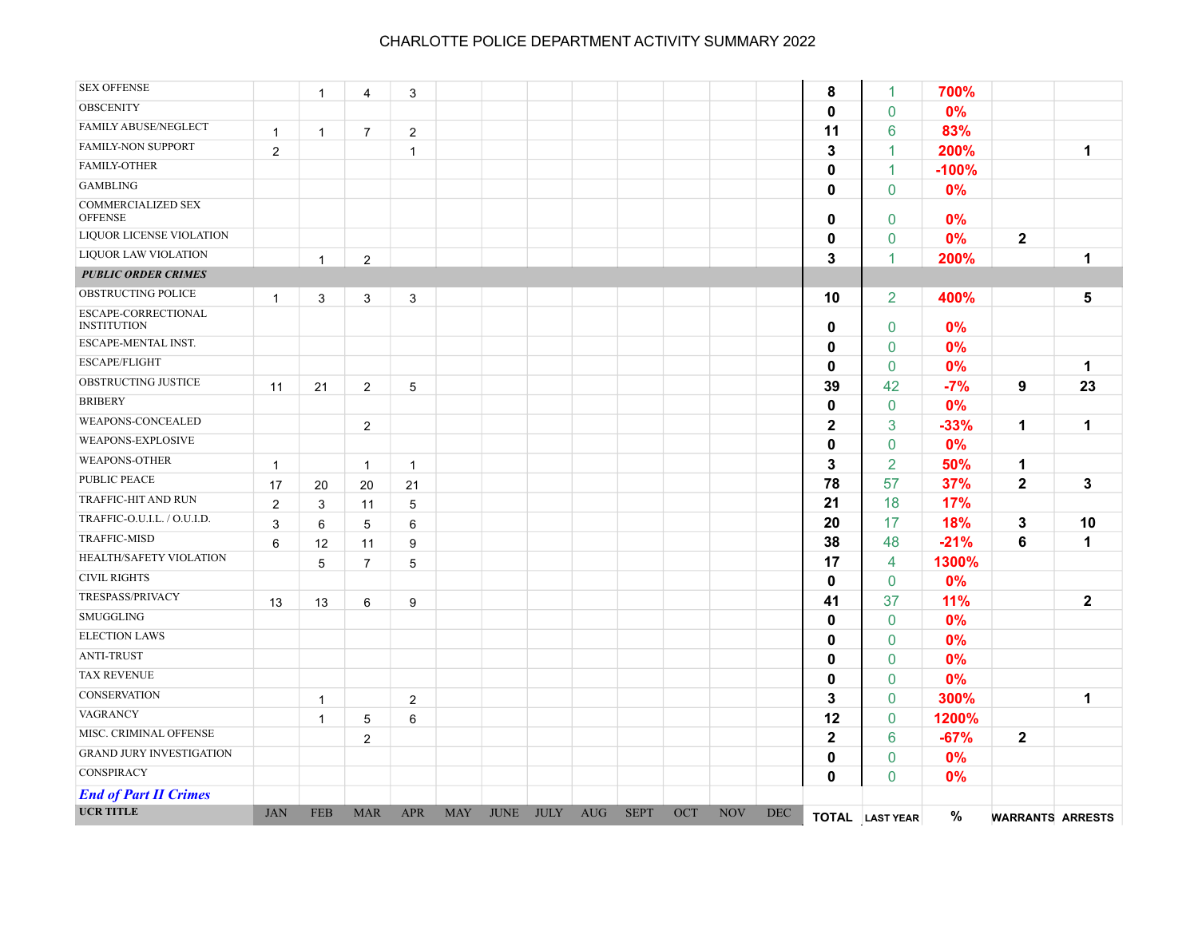# CHARLOTTE POLICE DEPARTMENT ACTIVITY SUMMARY 2022

| UCR TITLE | JAN | FEB | MAR | APR | MAY | JUNE | JULY | AUG | SEPT | OCT | NOV | DEC | TOTAL | LAST YEAR | % | WARRANTS | ARRESTS |
|---|---|---|---|---|---|---|---|---|---|---|---|---|---|---|---|---|---|
| SEX OFFENSE | | 1 | 4 | 3 | | | | | | | | | 8 | 1 | 700% | | |
| OBSCENITY | | | | | | | | | | | | | 0 | 0 | 0% | | |
| FAMILY ABUSE/NEGLECT | 1 | 1 | 7 | 2 | | | | | | | | | 11 | 6 | 83% | | |
| FAMILY-NON SUPPORT | 2 | | | 1 | | | | | | | | | 3 | 1 | 200% | | 1 |
| FAMILY-OTHER | | | | | | | | | | | | | 0 | 1 | -100% | | |
| GAMBLING | | | | | | | | | | | | | 0 | 0 | 0% | | |
| COMMERCIALIZED SEX OFFENSE | | | | | | | | | | | | | 0 | 0 | 0% | | |
| LIQUOR LICENSE VIOLATION | | | | | | | | | | | | | 0 | 0 | 0% | 2 | |
| LIQUOR LAW VIOLATION | | 1 | 2 | | | | | | | | | | 3 | 1 | 200% | | 1 |
| ***PUBLIC ORDER CRIMES*** | | | | | | | | | | | | | | | | | |
| OBSTRUCTING POLICE | 1 | 3 | 3 | 3 | | | | | | | | | 10 | 2 | 400% | | 5 |
| ESCAPE-CORRECTIONAL INSTITUTION | | | | | | | | | | | | | 0 | 0 | 0% | | |
| ESCAPE-MENTAL INST. | | | | | | | | | | | | | 0 | 0 | 0% | | |
| ESCAPE/FLIGHT | | | | | | | | | | | | | 0 | 0 | 0% | | 1 |
| OBSTRUCTING JUSTICE | 11 | 21 | 2 | 5 | | | | | | | | | 39 | 42 | -7% | 9 | 23 |
| BRIBERY | | | | | | | | | | | | | 0 | 0 | 0% | | |
| WEAPONS-CONCEALED | | | 2 | | | | | | | | | | 2 | 3 | -33% | 1 | 1 |
| WEAPONS-EXPLOSIVE | | | | | | | | | | | | | 0 | 0 | 0% | | |
| WEAPONS-OTHER | 1 | | 1 | 1 | | | | | | | | | 3 | 2 | 50% | 1 | |
| PUBLIC PEACE | 17 | 20 | 20 | 21 | | | | | | | | | 78 | 57 | 37% | 2 | 3 |
| TRAFFIC-HIT AND RUN | 2 | 3 | 11 | 5 | | | | | | | | | 21 | 18 | 17% | | |
| TRAFFIC-O.U.I.L. / O.U.I.D. | 3 | 6 | 5 | 6 | | | | | | | | | 20 | 17 | 18% | 3 | 10 |
| TRAFFIC-MISD | 6 | 12 | 11 | 9 | | | | | | | | | 38 | 48 | -21% | 6 | 1 |
| HEALTH/SAFETY VIOLATION | | 5 | 7 | 5 | | | | | | | | | 17 | 4 | 1300% | | |
| CIVIL RIGHTS | | | | | | | | | | | | | 0 | 0 | 0% | | |
| TRESPASS/PRIVACY | 13 | 13 | 6 | 9 | | | | | | | | | 41 | 37 | 11% | | 2 |
| SMUGGLING | | | | | | | | | | | | | 0 | 0 | 0% | | |
| ELECTION LAWS | | | | | | | | | | | | | 0 | 0 | 0% | | |
| ANTI-TRUST | | | | | | | | | | | | | 0 | 0 | 0% | | |
| TAX REVENUE | | | | | | | | | | | | | 0 | 0 | 0% | | |
| CONSERVATION | | 1 | | 2 | | | | | | | | | 3 | 0 | 300% | | 1 |
| VAGRANCY | | 1 | 5 | 6 | | | | | | | | | 12 | 0 | 1200% | | |
| MISC. CRIMINAL OFFENSE | | | 2 | | | | | | | | | | 2 | 6 | -67% | 2 | |
| GRAND JURY INVESTIGATION | | | | | | | | | | | | | 0 | 0 | 0% | | |
| CONSPIRACY | | | | | | | | | | | | | 0 | 0 | 0% | | |
| ***End of Part II Crimes*** | | | | | | | | | | | | | | | | | |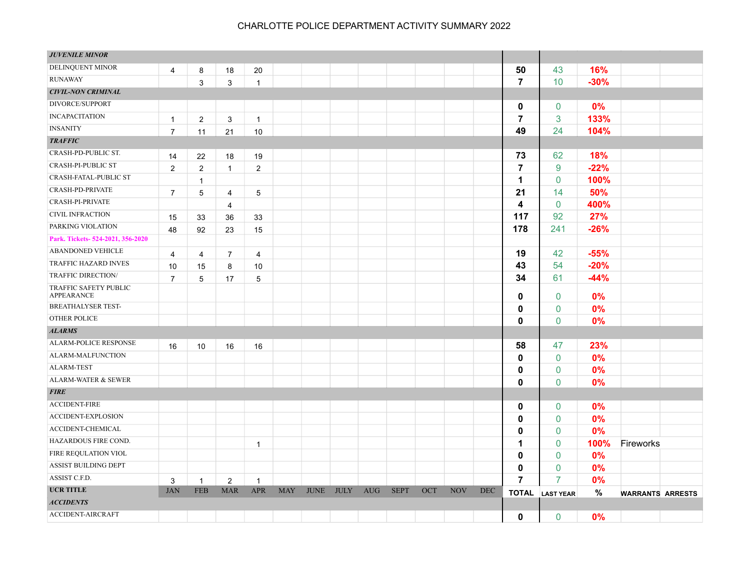# CHARLOTTE POLICE DEPARTMENT ACTIVITY SUMMARY 2022

| | | | | | | | | | | | | | | | | | |
|---|---|---|---|---|---|---|---|---|---|---|---|---|---|---|---|---|---|
| ***JUVENILE MINOR*** | | | | | | | | | | | | | | | | | |
| DELINQUENT MINOR | 4 | 8 | 18 | 20 | | | | | | | | | **50** | 43 | **16%** | | |
| RUNAWAY | | 3 | 3 | 1 | | | | | | | | | **7** | 10 | **-30%** | | |
| ***CIVIL-NON CRIMINAL*** | | | | | | | | | | | | | | | | | |
| DIVORCE/SUPPORT | | | | | | | | | | | | | **0** | 0 | **0%** | | |
| INCAPACITATION | 1 | 2 | 3 | 1 | | | | | | | | | **7** | 3 | **133%** | | |
| INSANITY | 7 | 11 | 21 | 10 | | | | | | | | | **49** | 24 | **104%** | | |
| ***TRAFFIC*** | | | | | | | | | | | | | | | | | |
| CRASH-PD-PUBLIC ST. | 14 | 22 | 18 | 19 | | | | | | | | | **73** | 62 | **18%** | | |
| CRASH-PI-PUBLIC ST | 2 | 2 | 1 | 2 | | | | | | | | | **7** | 9 | **-22%** | | |
| CRASH-FATAL-PUBLIC ST | | 1 | | | | | | | | | | | **1** | 0 | **100%** | | |
| CRASH-PD-PRIVATE | 7 | 5 | 4 | 5 | | | | | | | | | **21** | 14 | **50%** | | |
| CRASH-PI-PRIVATE | | | 4 | | | | | | | | | | **4** | 0 | **400%** | | |
| CIVIL INFRACTION | 15 | 33 | 36 | 33 | | | | | | | | | **117** | 92 | **27%** | | |
| PARKING VIOLATION | 48 | 92 | 23 | 15 | | | | | | | | | **178** | 241 | **-26%** | | |
| **Park. Tickets- 524-2021, 356-2020** | | | | | | | | | | | | | | | | | |
| ABANDONED VEHICLE | 4 | 4 | 7 | 4 | | | | | | | | | **19** | 42 | **-55%** | | |
| TRAFFIC HAZARD INVES | 10 | 15 | 8 | 10 | | | | | | | | | **43** | 54 | **-20%** | | |
| TRAFFIC DIRECTION/ | 7 | 5 | 17 | 5 | | | | | | | | | **34** | 61 | **-44%** | | |
| TRAFFIC SAFETY PUBLIC APPEARANCE | | | | | | | | | | | | | **0** | 0 | **0%** | | |
| BREATHALYSER TEST- | | | | | | | | | | | | | **0** | 0 | **0%** | | |
| OTHER POLICE | | | | | | | | | | | | | **0** | 0 | **0%** | | |
| ***ALARMS*** | | | | | | | | | | | | | | | | | |
| ALARM-POLICE RESPONSE | 16 | 10 | 16 | 16 | | | | | | | | | **58** | 47 | **23%** | | |
| ALARM-MALFUNCTION | | | | | | | | | | | | | **0** | 0 | **0%** | | |
| ALARM-TEST | | | | | | | | | | | | | **0** | 0 | **0%** | | |
| ALARM-WATER & SEWER | | | | | | | | | | | | | **0** | 0 | **0%** | | |
| ***FIRE*** | | | | | | | | | | | | | | | | | |
| ACCIDENT-FIRE | | | | | | | | | | | | | **0** | 0 | **0%** | | |
| ACCIDENT-EXPLOSION | | | | | | | | | | | | | **0** | 0 | **0%** | | |
| ACCIDENT-CHEMICAL | | | | | | | | | | | | | **0** | 0 | **0%** | | |
| HAZARDOUS FIRE COND. | | | | 1 | | | | | | | | | **1** | 0 | **100%** | Fireworks | |
| FIRE REQULATION VIOL | | | | | | | | | | | | | **0** | 0 | **0%** | | |
| ASSIST BUILDING DEPT | | | | | | | | | | | | | **0** | 0 | **0%** | | |
| ASSIST C.F.D. | 3 | 1 | 2 | 1 | | | | | | | | | **7** | 7 | **0%** | | |
| **UCR TITLE** | JAN | FEB | MAR | APR | MAY | JUNE | JULY | AUG | SEPT | OCT | NOV | DEC | **TOTAL** | **LAST YEAR** | **%** | **WARRANTS** | **ARRESTS** |
| ***ACCIDENTS*** | | | | | | | | | | | | | | | | | |
| ACCIDENT-AIRCRAFT | | | | | | | | | | | | | **0** | 0 | **0%** | | |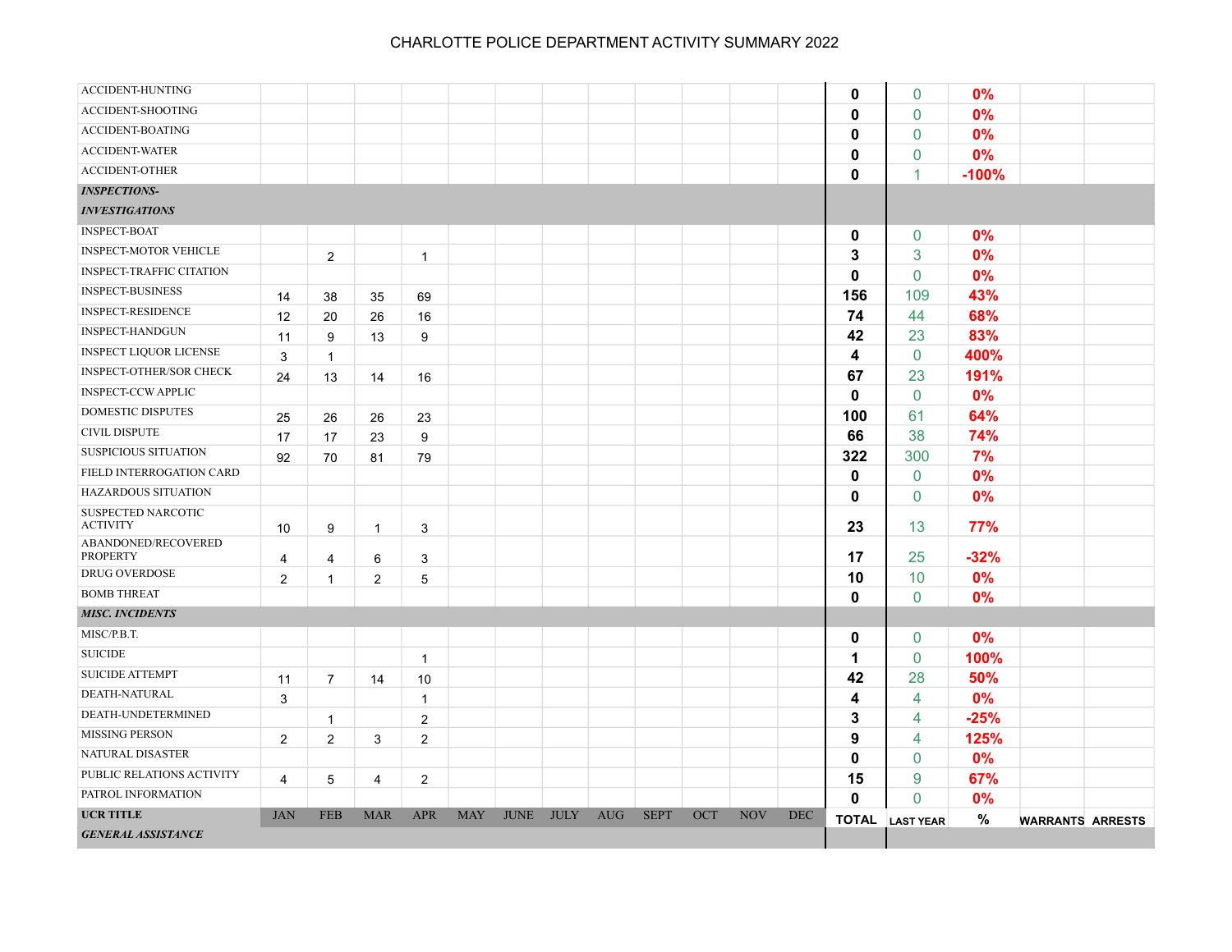# CHARLOTTE POLICE DEPARTMENT ACTIVITY SUMMARY 2022

| UCR TITLE | JAN | FEB | MAR | APR | MAY | JUNE | JULY | AUG | SEPT | OCT | NOV | DEC | TOTAL | LAST YEAR | % | WARRANTS | ARRESTS |
|---|---|---|---|---|---|---|---|---|---|---|---|---|---|---|---|---|---|
| ACCIDENT-HUNTING | | | | | | | | | | | | | 0 | 0 | 0% | | |
| ACCIDENT-SHOOTING | | | | | | | | | | | | | 0 | 0 | 0% | | |
| ACCIDENT-BOATING | | | | | | | | | | | | | 0 | 0 | 0% | | |
| ACCIDENT-WATER | | | | | | | | | | | | | 0 | 0 | 0% | | |
| ACCIDENT-OTHER | | | | | | | | | | | | | 0 | 1 | -100% | | |
| ***INSPECTIONS-INVESTIGATIONS*** | | | | | | | | | | | | | | | | | |
| INSPECT-BOAT | | | | | | | | | | | | | 0 | 0 | 0% | | |
| INSPECT-MOTOR VEHICLE | | 2 | | 1 | | | | | | | | | 3 | 3 | 0% | | |
| INSPECT-TRAFFIC CITATION | | | | | | | | | | | | | 0 | 0 | 0% | | |
| INSPECT-BUSINESS | 14 | 38 | 35 | 69 | | | | | | | | | 156 | 109 | 43% | | |
| INSPECT-RESIDENCE | 12 | 20 | 26 | 16 | | | | | | | | | 74 | 44 | 68% | | |
| INSPECT-HANDGUN | 11 | 9 | 13 | 9 | | | | | | | | | 42 | 23 | 83% | | |
| INSPECT LIQUOR LICENSE | 3 | 1 | | | | | | | | | | | 4 | 0 | 400% | | |
| INSPECT-OTHER/SOR CHECK | 24 | 13 | 14 | 16 | | | | | | | | | 67 | 23 | 191% | | |
| INSPECT-CCW APPLIC | | | | | | | | | | | | | 0 | 0 | 0% | | |
| DOMESTIC DISPUTES | 25 | 26 | 26 | 23 | | | | | | | | | 100 | 61 | 64% | | |
| CIVIL DISPUTE | 17 | 17 | 23 | 9 | | | | | | | | | 66 | 38 | 74% | | |
| SUSPICIOUS SITUATION | 92 | 70 | 81 | 79 | | | | | | | | | 322 | 300 | 7% | | |
| FIELD INTERROGATION CARD | | | | | | | | | | | | | 0 | 0 | 0% | | |
| HAZARDOUS SITUATION | | | | | | | | | | | | | 0 | 0 | 0% | | |
| SUSPECTED NARCOTIC ACTIVITY | 10 | 9 | 1 | 3 | | | | | | | | | 23 | 13 | 77% | | |
| ABANDONED/RECOVERED PROPERTY | 4 | 4 | 6 | 3 | | | | | | | | | 17 | 25 | -32% | | |
| DRUG OVERDOSE | 2 | 1 | 2 | 5 | | | | | | | | | 10 | 10 | 0% | | |
| BOMB THREAT | | | | | | | | | | | | | 0 | 0 | 0% | | |
| ***MISC. INCIDENTS*** | | | | | | | | | | | | | | | | | |
| MISC/P.B.T. | | | | | | | | | | | | | 0 | 0 | 0% | | |
| SUICIDE | | | | 1 | | | | | | | | | 1 | 0 | 100% | | |
| SUICIDE ATTEMPT | 11 | 7 | 14 | 10 | | | | | | | | | 42 | 28 | 50% | | |
| DEATH-NATURAL | 3 | | | 1 | | | | | | | | | 4 | 4 | 0% | | |
| DEATH-UNDETERMINED | | 1 | | 2 | | | | | | | | | 3 | 4 | -25% | | |
| MISSING PERSON | 2 | 2 | 3 | 2 | | | | | | | | | 9 | 4 | 125% | | |
| NATURAL DISASTER | | | | | | | | | | | | | 0 | 0 | 0% | | |
| PUBLIC RELATIONS ACTIVITY | 4 | 5 | 4 | 2 | | | | | | | | | 15 | 9 | 67% | | |
| PATROL INFORMATION | | | | | | | | | | | | | 0 | 0 | 0% | | |
| ***GENERAL ASSISTANCE*** | | | | | | | | | | | | | | | | | |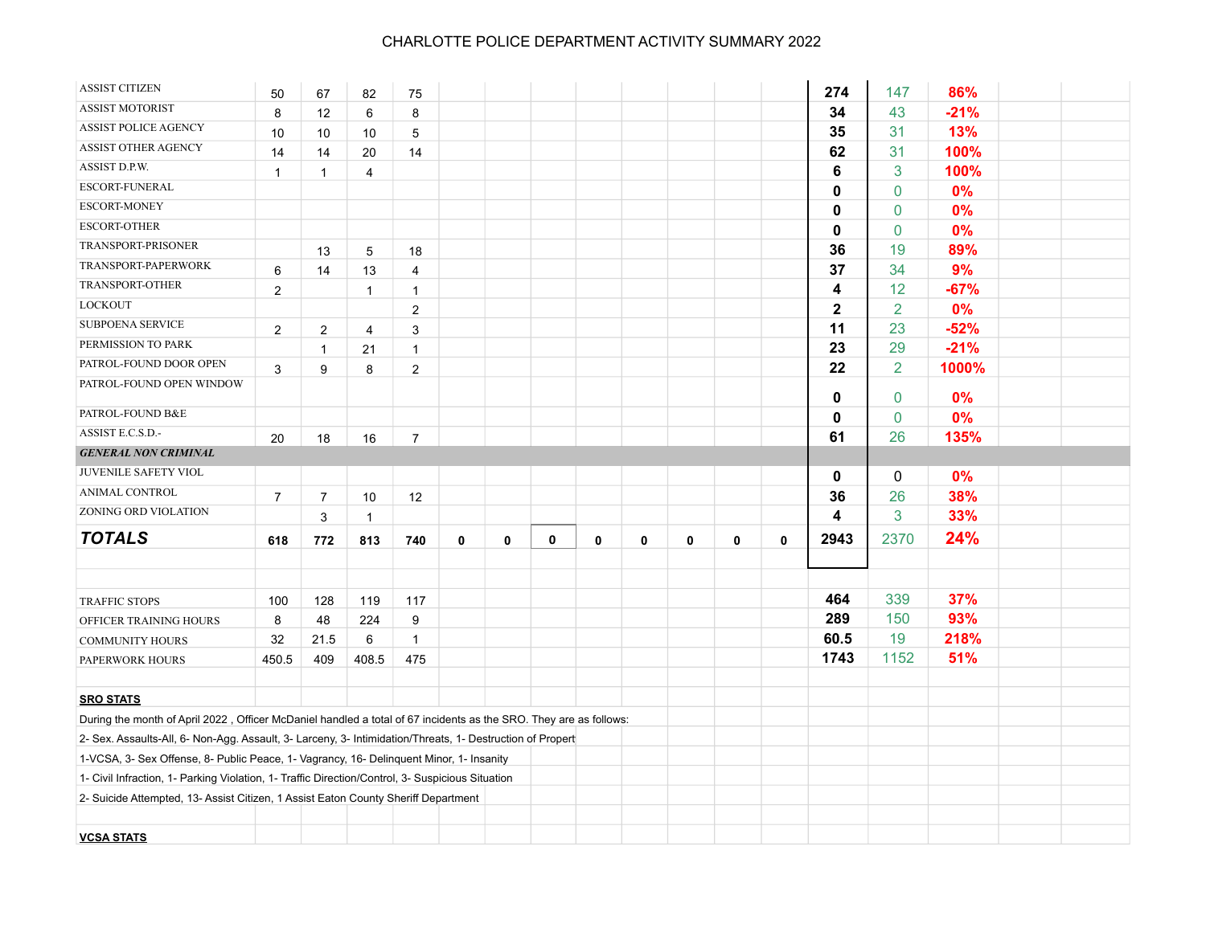# CHARLOTTE POLICE DEPARTMENT ACTIVITY SUMMARY 2022

| | | | | | | | | | | | | | | | | | |
|---|---|---|---|---|---|---|---|---|---|---|---|---|---|---|---|---|---|
| ASSIST CITIZEN | 50 | 67 | 82 | 75 | | | | | | | | | 274 | 147 | 86% | | |
| ASSIST MOTORIST | 8 | 12 | 6 | 8 | | | | | | | | | 34 | 43 | -21% | | |
| ASSIST POLICE AGENCY | 10 | 10 | 10 | 5 | | | | | | | | | 35 | 31 | 13% | | |
| ASSIST OTHER AGENCY | 14 | 14 | 20 | 14 | | | | | | | | | 62 | 31 | 100% | | |
| ASSIST D.P.W. | 1 | 1 | 4 | | | | | | | | | | 6 | 3 | 100% | | |
| ESCORT-FUNERAL | | | | | | | | | | | | | 0 | 0 | 0% | | |
| ESCORT-MONEY | | | | | | | | | | | | | 0 | 0 | 0% | | |
| ESCORT-OTHER | | | | | | | | | | | | | 0 | 0 | 0% | | |
| TRANSPORT-PRISONER | | 13 | 5 | 18 | | | | | | | | | 36 | 19 | 89% | | |
| TRANSPORT-PAPERWORK | 6 | 14 | 13 | 4 | | | | | | | | | 37 | 34 | 9% | | |
| TRANSPORT-OTHER | 2 | | 1 | 1 | | | | | | | | | 4 | 12 | -67% | | |
| LOCKOUT | | | | 2 | | | | | | | | | 2 | 2 | 0% | | |
| SUBPOENA SERVICE | 2 | 2 | 4 | 3 | | | | | | | | | 11 | 23 | -52% | | |
| PERMISSION TO PARK | | 1 | 21 | 1 | | | | | | | | | 23 | 29 | -21% | | |
| PATROL-FOUND DOOR OPEN | 3 | 9 | 8 | 2 | | | | | | | | | 22 | 2 | 1000% | | |
| PATROL-FOUND OPEN WINDOW | | | | | | | | | | | | | 0 | 0 | 0% | | |
| PATROL-FOUND B&E | | | | | | | | | | | | | 0 | 0 | 0% | | |
| ASSIST E.C.S.D.- | 20 | 18 | 16 | 7 | | | | | | | | | 61 | 26 | 135% | | |
| ***GENERAL NON CRIMINAL*** | | | | | | | | | | | | | | | | | |
| JUVENILE SAFETY VIOL | | | | | | | | | | | | | 0 | 0 | 0% | | |
| ANIMAL CONTROL | 7 | 7 | 10 | 12 | | | | | | | | | 36 | 26 | 38% | | |
| ZONING ORD VIOLATION | | 3 | 1 | | | | | | | | | | 4 | 3 | 33% | | |
| ***TOTALS*** | **618** | **772** | **813** | **740** | **0** | **0** | **0** | **0** | **0** | **0** | **0** | **0** | **2943** | 2370 | **24%** | | |
| | | | | | | | | | | | | | | | | | |
| TRAFFIC STOPS | 100 | 128 | 119 | 117 | | | | | | | | | 464 | 339 | 37% | | |
| OFFICER TRAINING HOURS | 8 | 48 | 224 | 9 | | | | | | | | | 289 | 150 | 93% | | |
| COMMUNITY HOURS | 32 | 21.5 | 6 | 1 | | | | | | | | | 60.5 | 19 | 218% | | |
| PAPERWORK HOURS | 450.5 | 409 | 408.5 | 475 | | | | | | | | | 1743 | 1152 | 51% | | |

**SRO STATS**

During the month of April 2022 , Officer McDaniel handled a total of 67 incidents as the SRO. They are as follows:

2- Sex. Assaults-All, 6- Non-Agg. Assault, 3- Larceny, 3- Intimidation/Threats, 1- Destruction of Propert

1-VCSA, 3- Sex Offense, 8- Public Peace, 1- Vagrancy, 16- Delinquent Minor, 1- Insanity

1- Civil Infraction, 1- Parking Violation, 1- Traffic Direction/Control, 3- Suspicious Situation

2- Suicide Attempted, 13- Assist Citizen, 1 Assist Eaton County Sheriff Department

**VCSA STATS**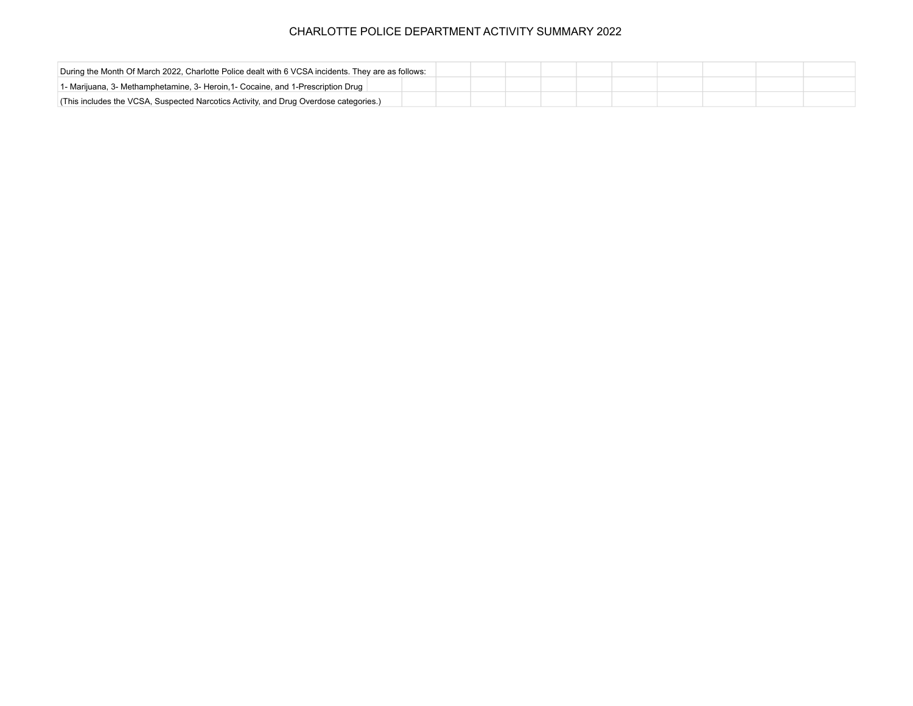# CHARLOTTE POLICE DEPARTMENT ACTIVITY SUMMARY 2022

During the Month Of March 2022, Charlotte Police dealt with 6 VCSA incidents. They are as follows:

1- Marijuana, 3- Methamphetamine, 3- Heroin,1- Cocaine, and 1-Prescription Drug

(This includes the VCSA, Suspected Narcotics Activity, and Drug Overdose categories.)